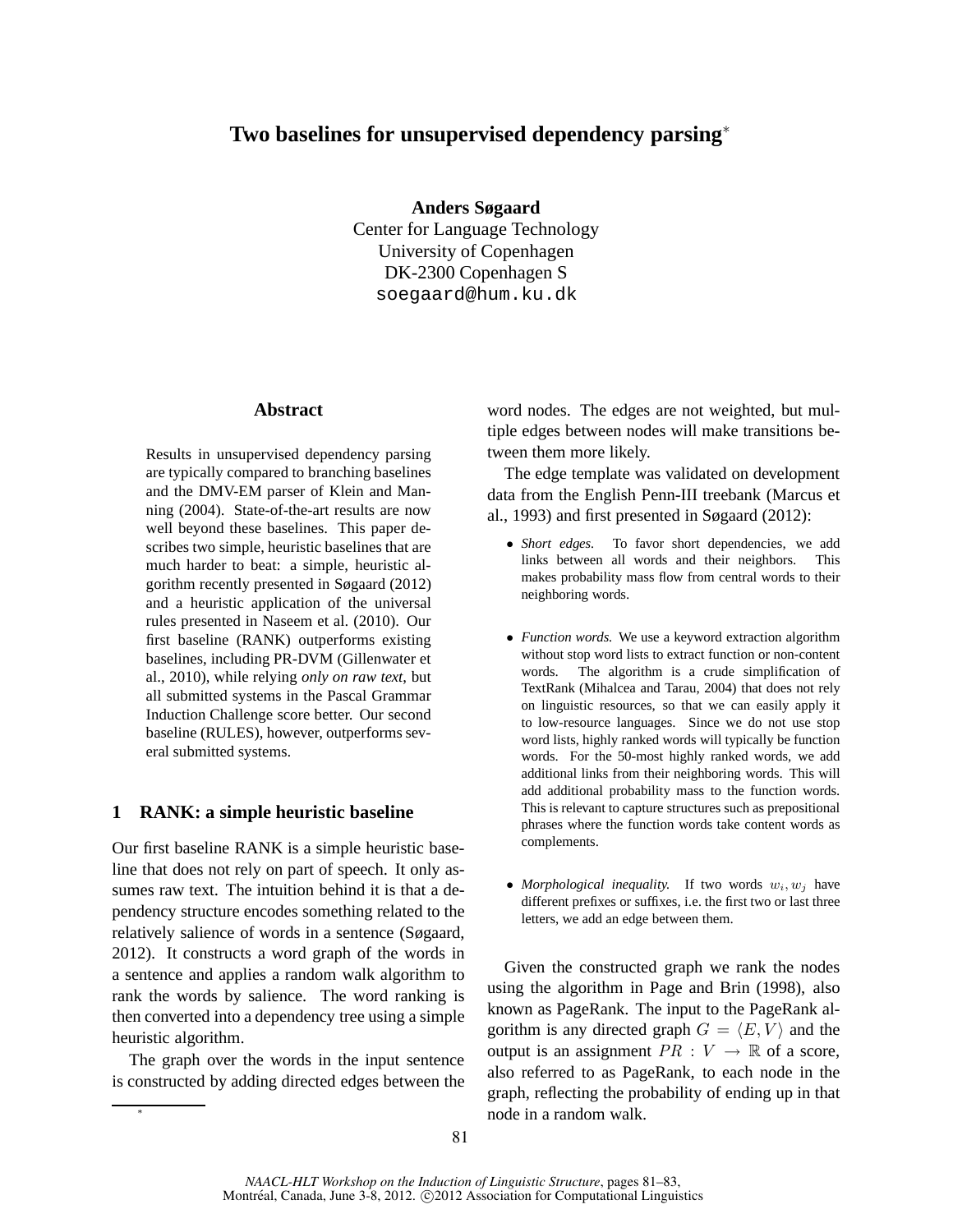# Two baselines for unsupervised dependency parsing*

**Anders Søgaard**
Center for Language Technology
University of Copenhagen
DK-2300 Copenhagen S
soegaard@hum.ku.dk

## Abstract

Results in unsupervised dependency parsing are typically compared to branching baselines and the DMV-EM parser of Klein and Manning (2004). State-of-the-art results are now well beyond these baselines. This paper describes two simple, heuristic baselines that are much harder to beat: a simple, heuristic algorithm recently presented in Søgaard (2012) and a heuristic application of the universal rules presented in Naseem et al. (2010). Our first baseline (RANK) outperforms existing baselines, including PR-DVM (Gillenwater et al., 2010), while relying *only on raw text*, but all submitted systems in the Pascal Grammar Induction Challenge score better. Our second baseline (RULES), however, outperforms several submitted systems.

## 1 RANK: a simple heuristic baseline

Our first baseline RANK is a simple heuristic baseline that does not rely on part of speech. It only assumes raw text. The intuition behind it is that a dependency structure encodes something related to the relatively salience of words in a sentence (Søgaard, 2012). It constructs a word graph of the words in a sentence and applies a random walk algorithm to rank the words by salience. The word ranking is then converted into a dependency tree using a simple heuristic algorithm.

The graph over the words in the input sentence is constructed by adding directed edges between the word nodes. The edges are not weighted, but multiple edges between nodes will make transitions between them more likely.

The edge template was validated on development data from the English Penn-III treebank (Marcus et al., 1993) and first presented in Søgaard (2012):

- *Short edges.* To favor short dependencies, we add links between all words and their neighbors. This makes probability mass flow from central words to their neighboring words.

- *Function words.* We use a keyword extraction algorithm without stop word lists to extract function or non-content words. The algorithm is a crude simplification of TextRank (Mihalcea and Tarau, 2004) that does not rely on linguistic resources, so that we can easily apply it to low-resource languages. Since we do not use stop word lists, highly ranked words will typically be function words. For the 50-most highly ranked words, we add additional links from their neighboring words. This will add additional probability mass to the function words. This is relevant to capture structures such as prepositional phrases where the function words take content words as complements.

- *Morphological inequality.* If two words $w_i, w_j$ have different prefixes or suffixes, i.e. the first two or last three letters, we add an edge between them.

Given the constructed graph we rank the nodes using the algorithm in Page and Brin (1998), also known as PageRank. The input to the PageRank algorithm is any directed graph $G = \langle E, V \rangle$ and the output is an assignment $PR : V \rightarrow \mathbb{R}$ of a score, also referred to as PageRank, to each node in the graph, reflecting the probability of ending up in that node in a random walk.

*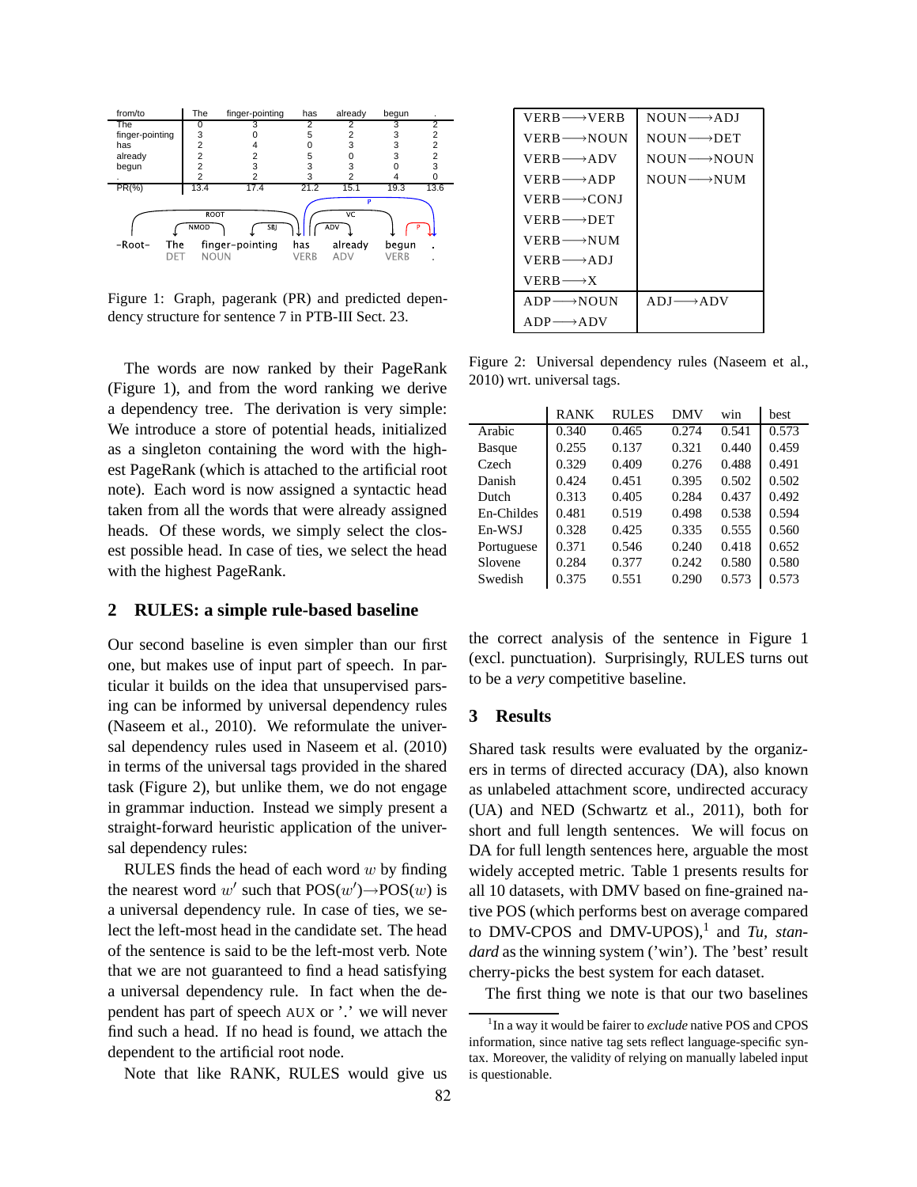| from/to | The | finger-pointing | has | already | begun | . |
|---|---|---|---|---|---|---|
| The | 0 | 3 | 2 | 2 | 3 | 2 |
| finger-pointing | 3 | 0 | 5 | 2 | 3 | 2 |
| has | 2 | 4 | 0 | 3 | 3 | 2 |
| already | 2 | 2 | 5 | 0 | 3 | 2 |
| begun | 2 | 3 | 3 | 3 | 0 | 3 |
| . | 2 | 2 | 3 | 2 | 4 | 0 |
| PR(%) | 13.4 | 17.4 | 21.2 | 15.1 | 19.3 | 13.6 |

Figure 1: Graph, pagerank (PR) and predicted dependency structure for sentence 7 in PTB-III Sect. 23.

The words are now ranked by their PageRank (Figure 1), and from the word ranking we derive a dependency tree. The derivation is very simple: We introduce a store of potential heads, initialized as a singleton containing the word with the highest PageRank (which is attached to the artificial root note). Each word is now assigned a syntactic head taken from all the words that were already assigned heads. Of these words, we simply select the closest possible head. In case of ties, we select the head with the highest PageRank.

## 2 RULES: a simple rule-based baseline

Our second baseline is even simpler than our first one, but makes use of input part of speech. In particular it builds on the idea that unsupervised parsing can be informed by universal dependency rules (Naseem et al., 2010). We reformulate the universal dependency rules used in Naseem et al. (2010) in terms of the universal tags provided in the shared task (Figure 2), but unlike them, we do not engage in grammar induction. Instead we simply present a straight-forward heuristic application of the universal dependency rules:

RULES finds the head of each word $w$ by finding the nearest word $w'$ such that POS($w'$)→POS($w$) is a universal dependency rule. In case of ties, we select the left-most head in the candidate set. The head of the sentence is said to be the left-most verb. Note that we are not guaranteed to find a head satisfying a universal dependency rule. In fact when the dependent has part of speech AUX or '.' we will never find such a head. If no head is found, we attach the dependent to the artificial root node.

Note that like RANK, RULES would give us the correct analysis of the sentence in Figure 1 (excl. punctuation). Surprisingly, RULES turns out to be a *very* competitive baseline.

| | |
|---|---|
| VERB⟶VERB | NOUN⟶ADJ |
| VERB⟶NOUN | NOUN⟶DET |
| VERB⟶ADV | NOUN⟶NOUN |
| VERB⟶ADP | NOUN⟶NUM |
| VERB⟶CONJ | |
| VERB⟶DET | |
| VERB⟶NUM | |
| VERB⟶ADJ | |
| VERB⟶X | |
| ADP⟶NOUN | ADJ⟶ADV |
| ADP⟶ADV | |

Figure 2: Universal dependency rules (Naseem et al., 2010) wrt. universal tags.

| | RANK | RULES | DMV | win | best |
|---|---|---|---|---|---|
| Arabic | 0.340 | 0.465 | 0.274 | 0.541 | 0.573 |
| Basque | 0.255 | 0.137 | 0.321 | 0.440 | 0.459 |
| Czech | 0.329 | 0.409 | 0.276 | 0.488 | 0.491 |
| Danish | 0.424 | 0.451 | 0.395 | 0.502 | 0.502 |
| Dutch | 0.313 | 0.405 | 0.284 | 0.437 | 0.492 |
| En-Childes | 0.481 | 0.519 | 0.498 | 0.538 | 0.594 |
| En-WSJ | 0.328 | 0.425 | 0.335 | 0.555 | 0.560 |
| Portuguese | 0.371 | 0.546 | 0.240 | 0.418 | 0.652 |
| Slovene | 0.284 | 0.377 | 0.242 | 0.580 | 0.580 |
| Swedish | 0.375 | 0.551 | 0.290 | 0.573 | 0.573 |

## 3 Results

Shared task results were evaluated by the organizers in terms of directed accuracy (DA), also known as unlabeled attachment score, undirected accuracy (UA) and NED (Schwartz et al., 2011), both for short and full length sentences. We will focus on DA for full length sentences here, arguable the most widely accepted metric. Table 1 presents results for all 10 datasets, with DMV based on fine-grained native POS (which performs best on average compared to DMV-CPOS and DMV-UPOS),[1] and *Tu, standard* as the winning system ('win'). The 'best' result cherry-picks the best system for each dataset.

The first thing we note is that our two baselines

[1] In a way it would be fairer to *exclude* native POS and CPOS information, since native tag sets reflect language-specific syntax. Moreover, the validity of relying on manually labeled input is questionable.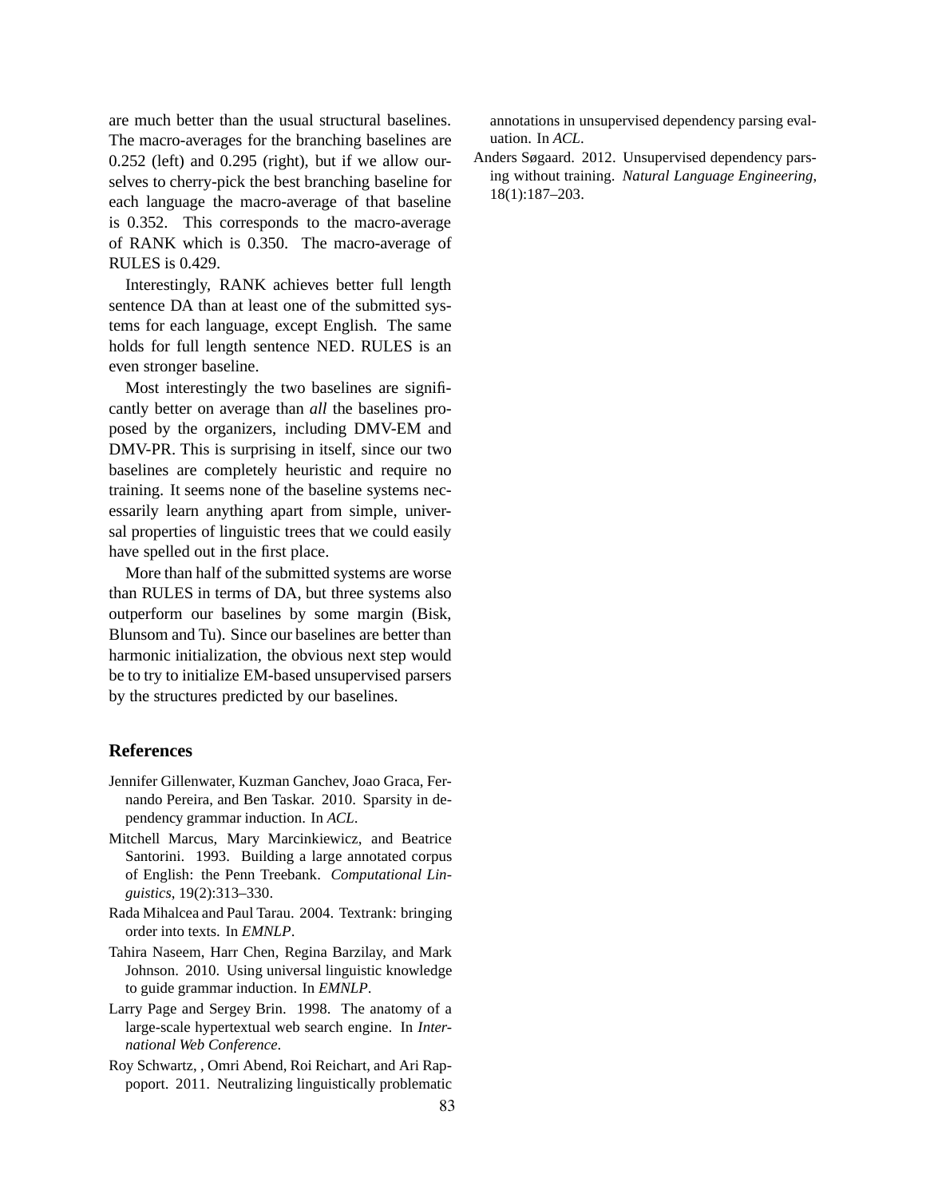are much better than the usual structural baselines. The macro-averages for the branching baselines are 0.252 (left) and 0.295 (right), but if we allow ourselves to cherry-pick the best branching baseline for each language the macro-average of that baseline is 0.352. This corresponds to the macro-average of RANK which is 0.350. The macro-average of RULES is 0.429.

Interestingly, RANK achieves better full length sentence DA than at least one of the submitted systems for each language, except English. The same holds for full length sentence NED. RULES is an even stronger baseline.

Most interestingly the two baselines are significantly better on average than *all* the baselines proposed by the organizers, including DMV-EM and DMV-PR. This is surprising in itself, since our two baselines are completely heuristic and require no training. It seems none of the baseline systems necessarily learn anything apart from simple, universal properties of linguistic trees that we could easily have spelled out in the first place.

More than half of the submitted systems are worse than RULES in terms of DA, but three systems also outperform our baselines by some margin (Bisk, Blunsom and Tu). Since our baselines are better than harmonic initialization, the obvious next step would be to try to initialize EM-based unsupervised parsers by the structures predicted by our baselines.

## References

Jennifer Gillenwater, Kuzman Ganchev, Joao Graca, Fernando Pereira, and Ben Taskar. 2010. Sparsity in dependency grammar induction. In *ACL*.

Mitchell Marcus, Mary Marcinkiewicz, and Beatrice Santorini. 1993. Building a large annotated corpus of English: the Penn Treebank. *Computational Linguistics*, 19(2):313–330.

Rada Mihalcea and Paul Tarau. 2004. Textrank: bringing order into texts. In *EMNLP*.

Tahira Naseem, Harr Chen, Regina Barzilay, and Mark Johnson. 2010. Using universal linguistic knowledge to guide grammar induction. In *EMNLP*.

Larry Page and Sergey Brin. 1998. The anatomy of a large-scale hypertextual web search engine. In *International Web Conference*.

Roy Schwartz, , Omri Abend, Roi Reichart, and Ari Rappoport. 2011. Neutralizing linguistically problematic annotations in unsupervised dependency parsing evaluation. In *ACL*.

Anders Søgaard. 2012. Unsupervised dependency parsing without training. *Natural Language Engineering*, 18(1):187–203.